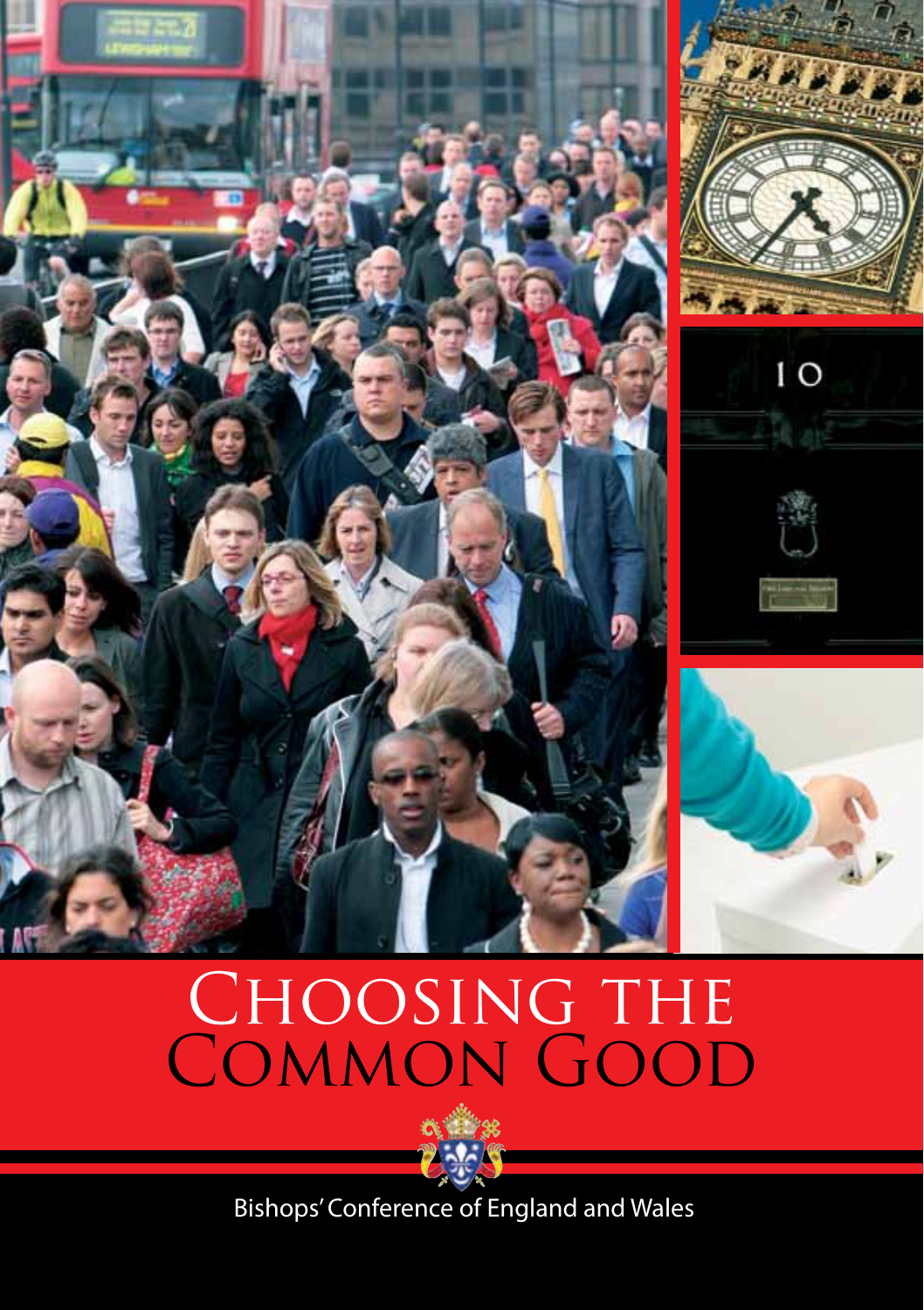# Choosing the Common Good

Bishops' Conference of England and Wales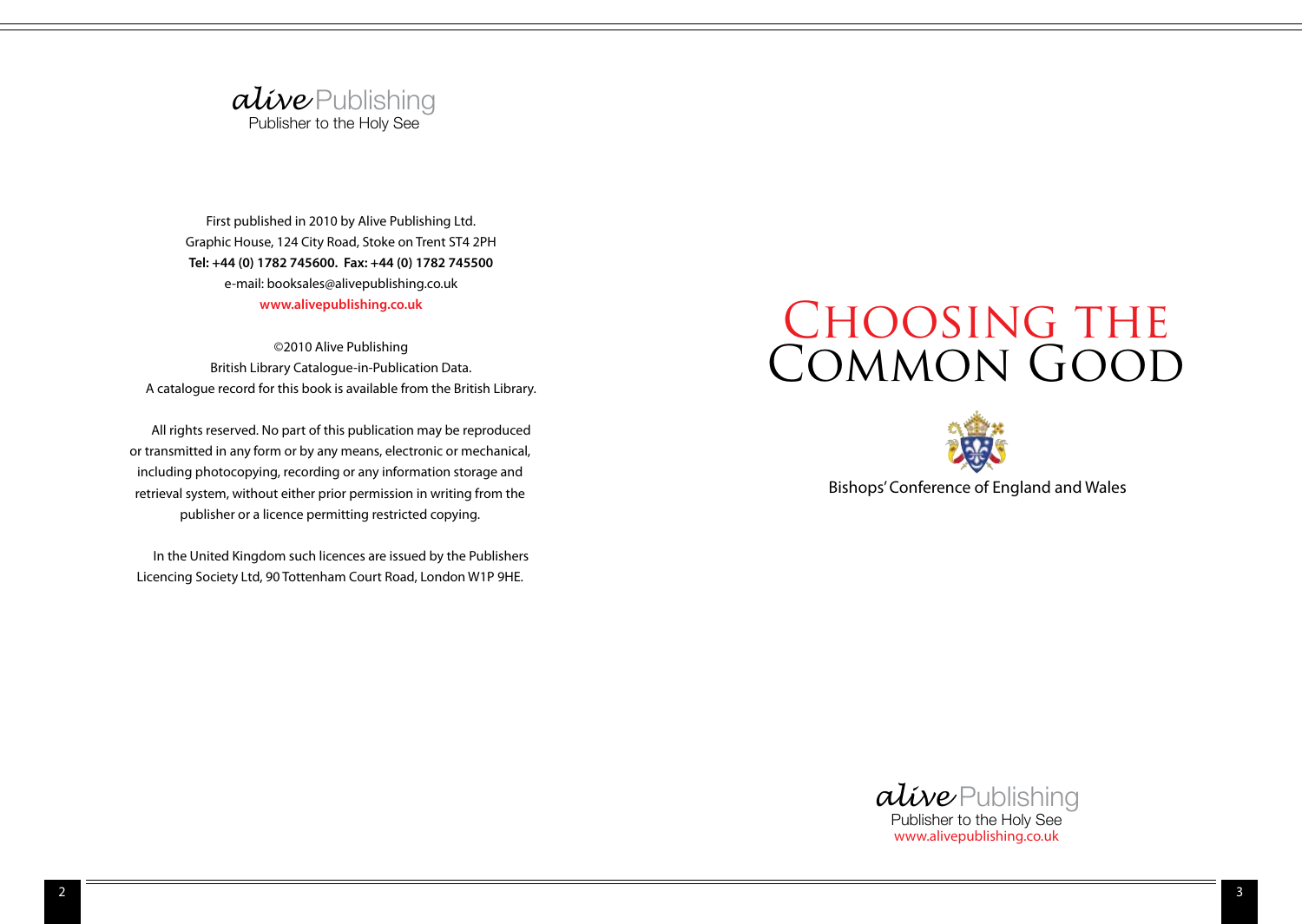*alive* Publishing
Publisher to the Holy See

First published in 2010 by Alive Publishing Ltd.
Graphic House, 124 City Road, Stoke on Trent ST4 2PH
**Tel: +44 (0) 1782 745600. Fax: +44 (0) 1782 745500**
e-mail: booksales@alivepublishing.co.uk
**www.alivepublishing.co.uk**

©2010 Alive Publishing
British Library Catalogue-in-Publication Data.
A catalogue record for this book is available from the British Library.

All rights reserved. No part of this publication may be reproduced or transmitted in any form or by any means, electronic or mechanical, including photocopying, recording or any information storage and retrieval system, without either prior permission in writing from the publisher or a licence permitting restricted copying.

In the United Kingdom such licences are issued by the Publishers Licencing Society Ltd, 90 Tottenham Court Road, London W1P 9HE.

# Choosing the Common Good

Bishops' Conference of England and Wales

*alive* Publishing
Publisher to the Holy See
www.alivepublishing.co.uk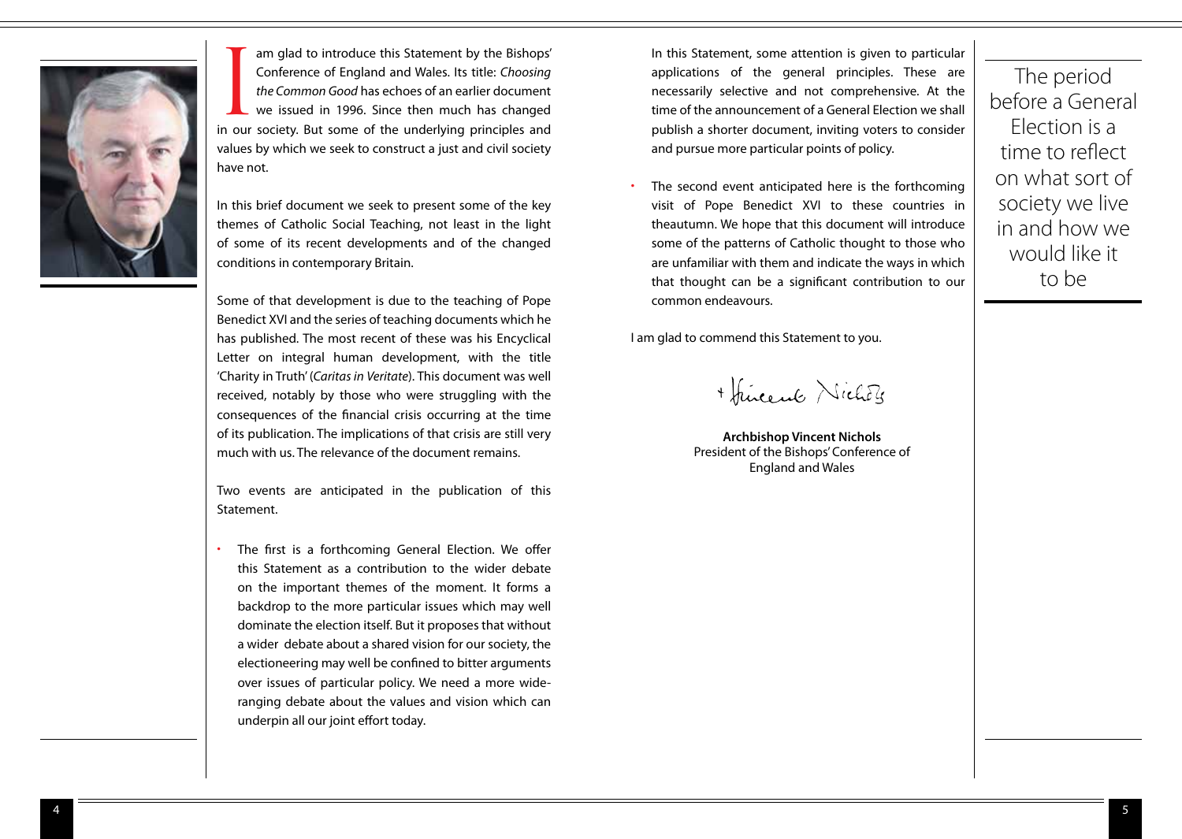I am glad to introduce this Statement by the Bishops' Conference of England and Wales. Its title: *Choosing the Common Good* has echoes of an earlier document we issued in 1996. Since then much has changed in our society. But some of the underlying principles and values by which we seek to construct a just and civil society have not.

In this brief document we seek to present some of the key themes of Catholic Social Teaching, not least in the light of some of its recent developments and of the changed conditions in contemporary Britain.

Some of that development is due to the teaching of Pope Benedict XVI and the series of teaching documents which he has published. The most recent of these was his Encyclical Letter on integral human development, with the title 'Charity in Truth' (*Caritas in Veritate*). This document was well received, notably by those who were struggling with the consequences of the financial crisis occurring at the time of its publication. The implications of that crisis are still very much with us. The relevance of the document remains.

Two events are anticipated in the publication of this Statement.

- The first is a forthcoming General Election. We offer this Statement as a contribution to the wider debate on the important themes of the moment. It forms a backdrop to the more particular issues which may well dominate the election itself. But it proposes that without a wider debate about a shared vision for our society, the electioneering may well be confined to bitter arguments over issues of particular policy. We need a more wide-ranging debate about the values and vision which can underpin all our joint effort today.

  In this Statement, some attention is given to particular applications of the general principles. These are necessarily selective and not comprehensive. At the time of the announcement of a General Election we shall publish a shorter document, inviting voters to consider and pursue more particular points of policy.

- The second event anticipated here is the forthcoming visit of Pope Benedict XVI to these countries in theautumn. We hope that this document will introduce some of the patterns of Catholic thought to those who are unfamiliar with them and indicate the ways in which that thought can be a significant contribution to our common endeavours.

I am glad to commend this Statement to you.

+ Vincent Nichols

**Archbishop Vincent Nichols**
President of the Bishops' Conference of England and Wales

The period before a General Election is a time to reflect on what sort of society we live in and how we would like it to be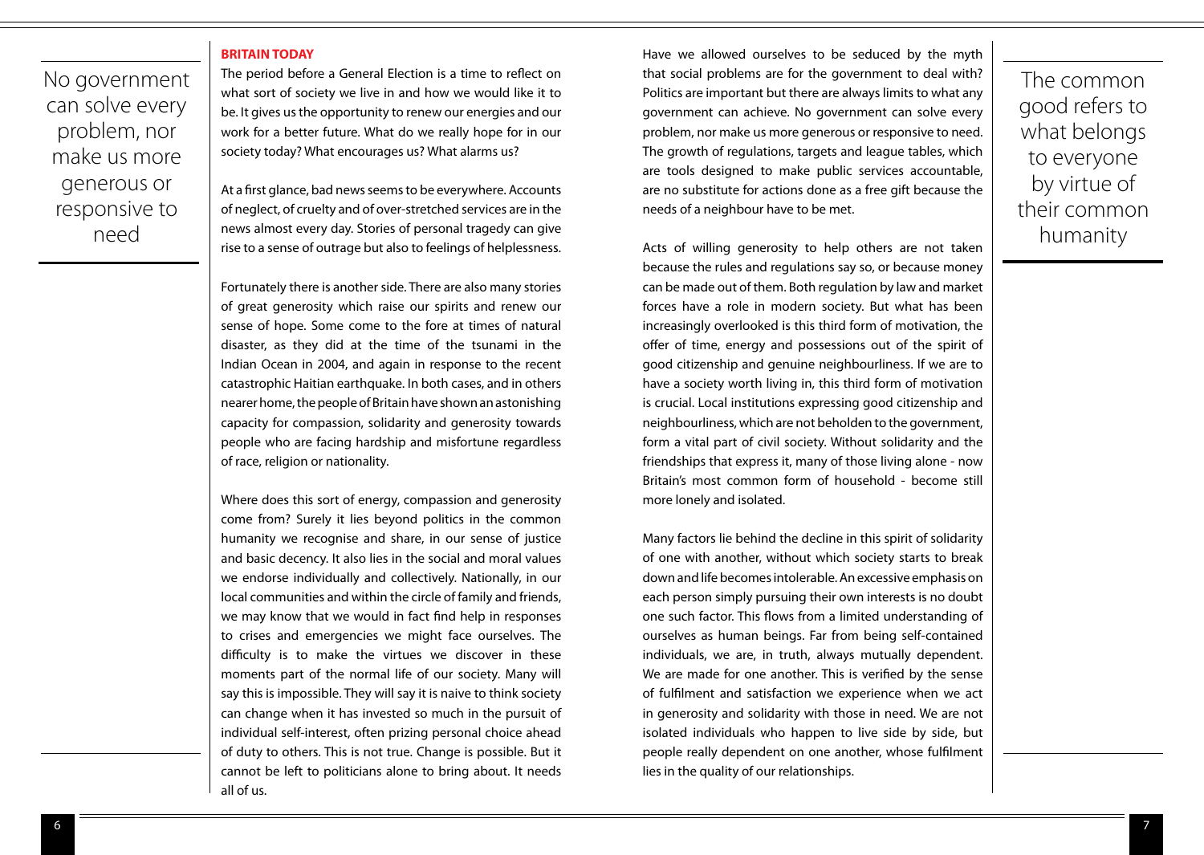> No government can solve every problem, nor make us more generous or responsive to need

## BRITAIN TODAY

The period before a General Election is a time to reflect on what sort of society we live in and how we would like it to be. It gives us the opportunity to renew our energies and our work for a better future. What do we really hope for in our society today? What encourages us? What alarms us?

At a first glance, bad news seems to be everywhere. Accounts of neglect, of cruelty and of over-stretched services are in the news almost every day. Stories of personal tragedy can give rise to a sense of outrage but also to feelings of helplessness.

Fortunately there is another side. There are also many stories of great generosity which raise our spirits and renew our sense of hope. Some come to the fore at times of natural disaster, as they did at the time of the tsunami in the Indian Ocean in 2004, and again in response to the recent catastrophic Haitian earthquake. In both cases, and in others nearer home, the people of Britain have shown an astonishing capacity for compassion, solidarity and generosity towards people who are facing hardship and misfortune regardless of race, religion or nationality.

Where does this sort of energy, compassion and generosity come from? Surely it lies beyond politics in the common humanity we recognise and share, in our sense of justice and basic decency. It also lies in the social and moral values we endorse individually and collectively. Nationally, in our local communities and within the circle of family and friends, we may know that we would in fact find help in responses to crises and emergencies we might face ourselves. The difficulty is to make the virtues we discover in these moments part of the normal life of our society. Many will say this is impossible. They will say it is naive to think society can change when it has invested so much in the pursuit of individual self-interest, often prizing personal choice ahead of duty to others. This is not true. Change is possible. But it cannot be left to politicians alone to bring about. It needs all of us.

Have we allowed ourselves to be seduced by the myth that social problems are for the government to deal with? Politics are important but there are always limits to what any government can achieve. No government can solve every problem, nor make us more generous or responsive to need. The growth of regulations, targets and league tables, which are tools designed to make public services accountable, are no substitute for actions done as a free gift because the needs of a neighbour have to be met.

Acts of willing generosity to help others are not taken because the rules and regulations say so, or because money can be made out of them. Both regulation by law and market forces have a role in modern society. But what has been increasingly overlooked is this third form of motivation, the offer of time, energy and possessions out of the spirit of good citizenship and genuine neighbourliness. If we are to have a society worth living in, this third form of motivation is crucial. Local institutions expressing good citizenship and neighbourliness, which are not beholden to the government, form a vital part of civil society. Without solidarity and the friendships that express it, many of those living alone - now Britain's most common form of household - become still more lonely and isolated.

Many factors lie behind the decline in this spirit of solidarity of one with another, without which society starts to break down and life becomes intolerable. An excessive emphasis on each person simply pursuing their own interests is no doubt one such factor. This flows from a limited understanding of ourselves as human beings. Far from being self-contained individuals, we are, in truth, always mutually dependent. We are made for one another. This is verified by the sense of fulfilment and satisfaction we experience when we act in generosity and solidarity with those in need. We are not isolated individuals who happen to live side by side, but people really dependent on one another, whose fulfilment lies in the quality of our relationships.

> The common good refers to what belongs to everyone by virtue of their common humanity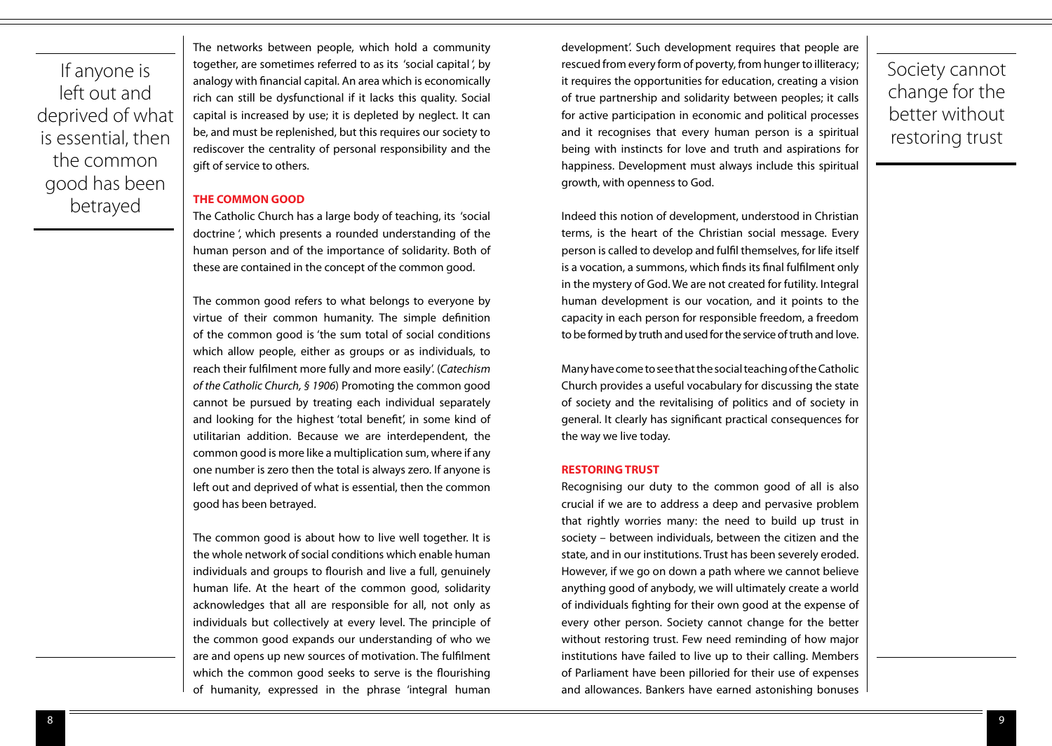The networks between people, which hold a community together, are sometimes referred to as its 'social capital', by analogy with financial capital. An area which is economically rich can still be dysfunctional if it lacks this quality. Social capital is increased by use; it is depleted by neglect. It can be, and must be replenished, but this requires our society to rediscover the centrality of personal responsibility and the gift of service to others.

> If anyone is left out and deprived of what is essential, then the common good has been betrayed

## THE COMMON GOOD

The Catholic Church has a large body of teaching, its 'social doctrine', which presents a rounded understanding of the human person and of the importance of solidarity. Both of these are contained in the concept of the common good.

The common good refers to what belongs to everyone by virtue of their common humanity. The simple definition of the common good is 'the sum total of social conditions which allow people, either as groups or as individuals, to reach their fulfilment more fully and more easily'. (*Catechism of the Catholic Church, § 1906*) Promoting the common good cannot be pursued by treating each individual separately and looking for the highest 'total benefit', in some kind of utilitarian addition. Because we are interdependent, the common good is more like a multiplication sum, where if any one number is zero then the total is always zero. If anyone is left out and deprived of what is essential, then the common good has been betrayed.

The common good is about how to live well together. It is the whole network of social conditions which enable human individuals and groups to flourish and live a full, genuinely human life. At the heart of the common good, solidarity acknowledges that all are responsible for all, not only as individuals but collectively at every level. The principle of the common good expands our understanding of who we are and opens up new sources of motivation. The fulfilment which the common good seeks to serve is the flourishing of humanity, expressed in the phrase 'integral human development'. Such development requires that people are rescued from every form of poverty, from hunger to illiteracy; it requires the opportunities for education, creating a vision of true partnership and solidarity between peoples; it calls for active participation in economic and political processes and it recognises that every human person is a spiritual being with instincts for love and truth and aspirations for happiness. Development must always include this spiritual growth, with openness to God.

Indeed this notion of development, understood in Christian terms, is the heart of the Christian social message. Every person is called to develop and fulfil themselves, for life itself is a vocation, a summons, which finds its final fulfilment only in the mystery of God. We are not created for futility. Integral human development is our vocation, and it points to the capacity in each person for responsible freedom, a freedom to be formed by truth and used for the service of truth and love.

Many have come to see that the social teaching of the Catholic Church provides a useful vocabulary for discussing the state of society and the revitalising of politics and of society in general. It clearly has significant practical consequences for the way we live today.

## RESTORING TRUST

> Society cannot change for the better without restoring trust

Recognising our duty to the common good of all is also crucial if we are to address a deep and pervasive problem that rightly worries many: the need to build up trust in society – between individuals, between the citizen and the state, and in our institutions. Trust has been severely eroded. However, if we go on down a path where we cannot believe anything good of anybody, we will ultimately create a world of individuals fighting for their own good at the expense of every other person. Society cannot change for the better without restoring trust. Few need reminding of how major institutions have failed to live up to their calling. Members of Parliament have been pilloried for their use of expenses and allowances. Bankers have earned astonishing bonuses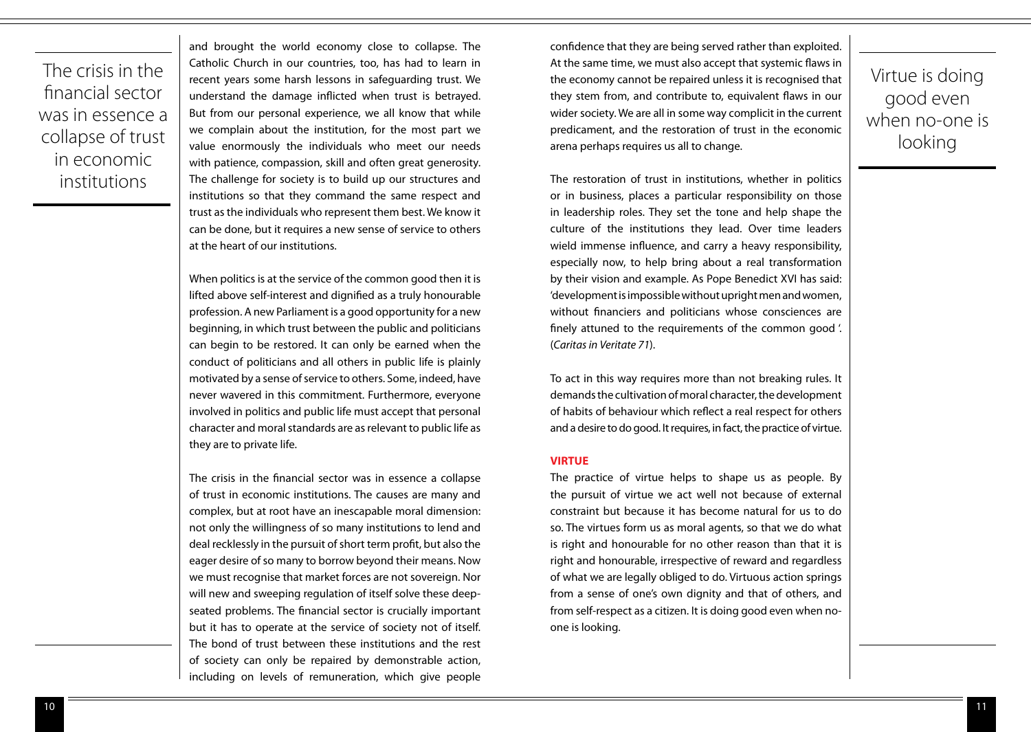> The crisis in the financial sector was in essence a collapse of trust in economic institutions

and brought the world economy close to collapse. The Catholic Church in our countries, too, has had to learn in recent years some harsh lessons in safeguarding trust. We understand the damage inflicted when trust is betrayed. But from our personal experience, we all know that while we complain about the institution, for the most part we value enormously the individuals who meet our needs with patience, compassion, skill and often great generosity. The challenge for society is to build up our structures and institutions so that they command the same respect and trust as the individuals who represent them best. We know it can be done, but it requires a new sense of service to others at the heart of our institutions.

When politics is at the service of the common good then it is lifted above self-interest and dignified as a truly honourable profession. A new Parliament is a good opportunity for a new beginning, in which trust between the public and politicians can begin to be restored. It can only be earned when the conduct of politicians and all others in public life is plainly motivated by a sense of service to others. Some, indeed, have never wavered in this commitment. Furthermore, everyone involved in politics and public life must accept that personal character and moral standards are as relevant to public life as they are to private life.

The crisis in the financial sector was in essence a collapse of trust in economic institutions. The causes are many and complex, but at root have an inescapable moral dimension: not only the willingness of so many institutions to lend and deal recklessly in the pursuit of short term profit, but also the eager desire of so many to borrow beyond their means. Now we must recognise that market forces are not sovereign. Nor will new and sweeping regulation of itself solve these deep-seated problems. The financial sector is crucially important but it has to operate at the service of society not of itself. The bond of trust between these institutions and the rest of society can only be repaired by demonstrable action, including on levels of remuneration, which give people confidence that they are being served rather than exploited. At the same time, we must also accept that systemic flaws in the economy cannot be repaired unless it is recognised that they stem from, and contribute to, equivalent flaws in our wider society. We are all in some way complicit in the current predicament, and the restoration of trust in the economic arena perhaps requires us all to change.

The restoration of trust in institutions, whether in politics or in business, places a particular responsibility on those in leadership roles. They set the tone and help shape the culture of the institutions they lead. Over time leaders wield immense influence, and carry a heavy responsibility, especially now, to help bring about a real transformation by their vision and example. As Pope Benedict XVI has said: 'development is impossible without upright men and women, without financiers and politicians whose consciences are finely attuned to the requirements of the common good '. (*Caritas in Veritate 71*).

To act in this way requires more than not breaking rules. It demands the cultivation of moral character, the development of habits of behaviour which reflect a real respect for others and a desire to do good. It requires, in fact, the practice of virtue.

## VIRTUE

The practice of virtue helps to shape us as people. By the pursuit of virtue we act well not because of external constraint but because it has become natural for us to do so. The virtues form us as moral agents, so that we do what is right and honourable for no other reason than that it is right and honourable, irrespective of reward and regardless of what we are legally obliged to do. Virtuous action springs from a sense of one's own dignity and that of others, and from self-respect as a citizen. It is doing good even when no-one is looking.

> Virtue is doing good even when no-one is looking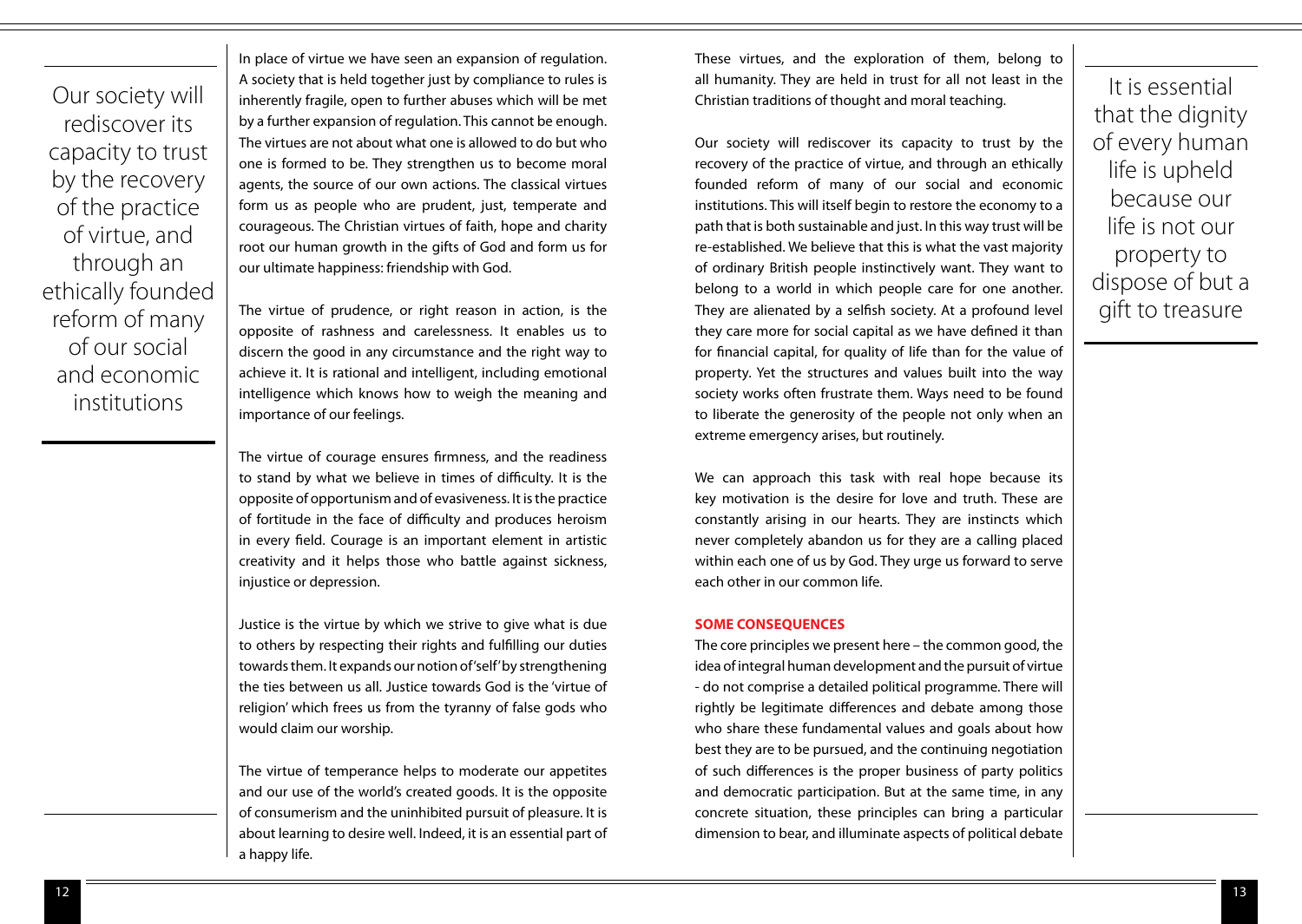> Our society will rediscover its capacity to trust by the recovery of the practice of virtue, and through an ethically founded reform of many of our social and economic institutions

In place of virtue we have seen an expansion of regulation. A society that is held together just by compliance to rules is inherently fragile, open to further abuses which will be met by a further expansion of regulation. This cannot be enough. The virtues are not about what one is allowed to do but who one is formed to be. They strengthen us to become moral agents, the source of our own actions. The classical virtues form us as people who are prudent, just, temperate and courageous. The Christian virtues of faith, hope and charity root our human growth in the gifts of God and form us for our ultimate happiness: friendship with God.

The virtue of prudence, or right reason in action, is the opposite of rashness and carelessness. It enables us to discern the good in any circumstance and the right way to achieve it. It is rational and intelligent, including emotional intelligence which knows how to weigh the meaning and importance of our feelings.

The virtue of courage ensures firmness, and the readiness to stand by what we believe in times of difficulty. It is the opposite of opportunism and of evasiveness. It is the practice of fortitude in the face of difficulty and produces heroism in every field. Courage is an important element in artistic creativity and it helps those who battle against sickness, injustice or depression.

Justice is the virtue by which we strive to give what is due to others by respecting their rights and fulfilling our duties towards them. It expands our notion of 'self' by strengthening the ties between us all. Justice towards God is the 'virtue of religion' which frees us from the tyranny of false gods who would claim our worship.

The virtue of temperance helps to moderate our appetites and our use of the world's created goods. It is the opposite of consumerism and the uninhibited pursuit of pleasure. It is about learning to desire well. Indeed, it is an essential part of a happy life.

These virtues, and the exploration of them, belong to all humanity. They are held in trust for all not least in the Christian traditions of thought and moral teaching.

Our society will rediscover its capacity to trust by the recovery of the practice of virtue, and through an ethically founded reform of many of our social and economic institutions. This will itself begin to restore the economy to a path that is both sustainable and just. In this way trust will be re-established. We believe that this is what the vast majority of ordinary British people instinctively want. They want to belong to a world in which people care for one another. They are alienated by a selfish society. At a profound level they care more for social capital as we have defined it than for financial capital, for quality of life than for the value of property. Yet the structures and values built into the way society works often frustrate them. Ways need to be found to liberate the generosity of the people not only when an extreme emergency arises, but routinely.

We can approach this task with real hope because its key motivation is the desire for love and truth. These are constantly arising in our hearts. They are instincts which never completely abandon us for they are a calling placed within each one of us by God. They urge us forward to serve each other in our common life.

**SOME CONSEQUENCES**

The core principles we present here – the common good, the idea of integral human development and the pursuit of virtue - do not comprise a detailed political programme. There will rightly be legitimate differences and debate among those who share these fundamental values and goals about how best they are to be pursued, and the continuing negotiation of such differences is the proper business of party politics and democratic participation. But at the same time, in any concrete situation, these principles can bring a particular dimension to bear, and illuminate aspects of political debate

> It is essential that the dignity of every human life is upheld because our life is not our property to dispose of but a gift to treasure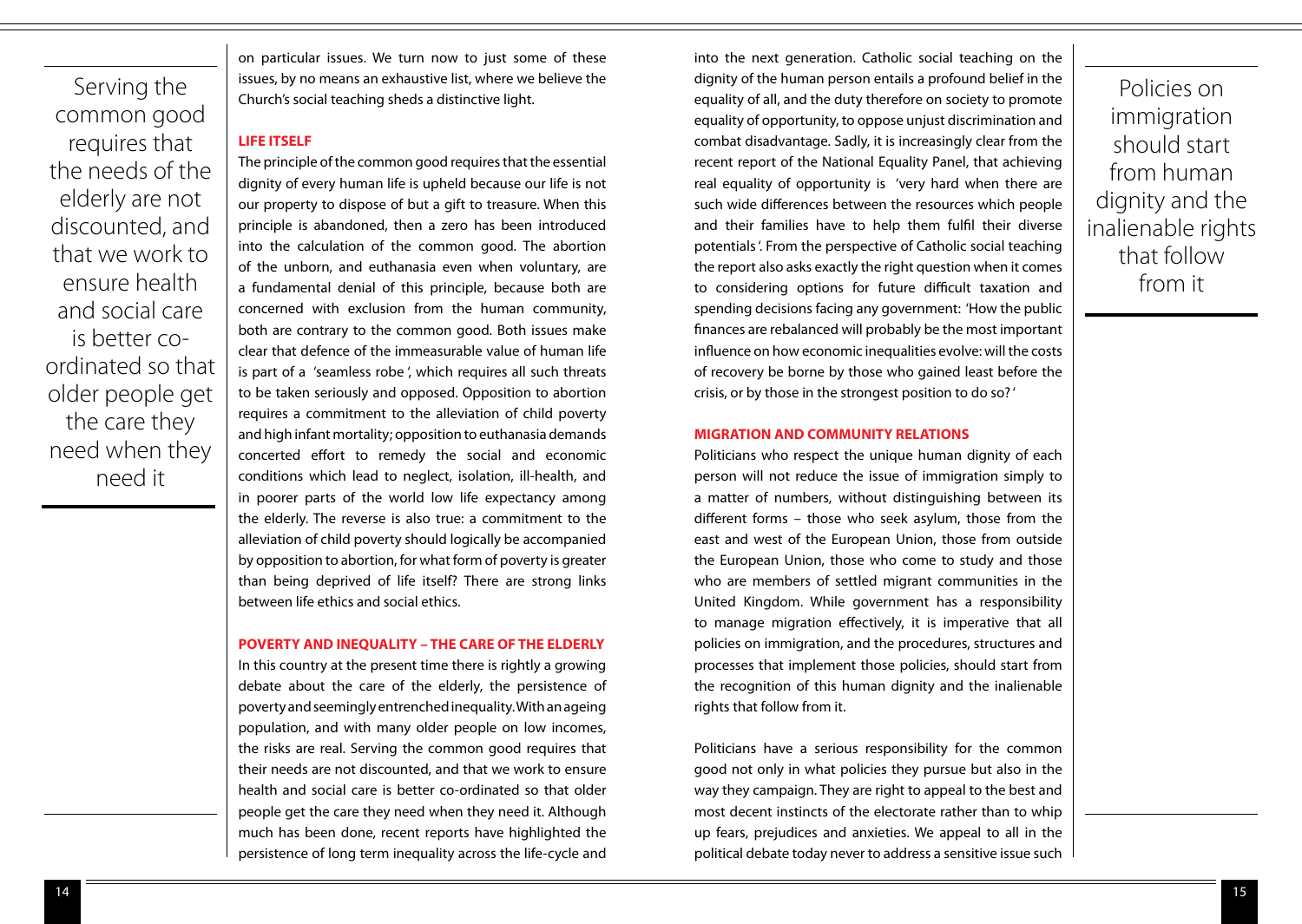> Serving the common good requires that the needs of the elderly are not discounted, and that we work to ensure health and social care is better co-ordinated so that older people get the care they need when they need it

on particular issues. We turn now to just some of these issues, by no means an exhaustive list, where we believe the Church's social teaching sheds a distinctive light.

## LIFE ITSELF

The principle of the common good requires that the essential dignity of every human life is upheld because our life is not our property to dispose of but a gift to treasure. When this principle is abandoned, then a zero has been introduced into the calculation of the common good. The abortion of the unborn, and euthanasia even when voluntary, are a fundamental denial of this principle, because both are concerned with exclusion from the human community, both are contrary to the common good. Both issues make clear that defence of the immeasurable value of human life is part of a 'seamless robe', which requires all such threats to be taken seriously and opposed. Opposition to abortion requires a commitment to the alleviation of child poverty and high infant mortality; opposition to euthanasia demands concerted effort to remedy the social and economic conditions which lead to neglect, isolation, ill-health, and in poorer parts of the world low life expectancy among the elderly. The reverse is also true: a commitment to the alleviation of child poverty should logically be accompanied by opposition to abortion, for what form of poverty is greater than being deprived of life itself? There are strong links between life ethics and social ethics.

## POVERTY AND INEQUALITY – THE CARE OF THE ELDERLY

In this country at the present time there is rightly a growing debate about the care of the elderly, the persistence of poverty and seemingly entrenched inequality. With an ageing population, and with many older people on low incomes, the risks are real. Serving the common good requires that their needs are not discounted, and that we work to ensure health and social care is better co-ordinated so that older people get the care they need when they need it. Although much has been done, recent reports have highlighted the persistence of long term inequality across the life-cycle and into the next generation. Catholic social teaching on the dignity of the human person entails a profound belief in the equality of all, and the duty therefore on society to promote equality of opportunity, to oppose unjust discrimination and combat disadvantage. Sadly, it is increasingly clear from the recent report of the National Equality Panel, that achieving real equality of opportunity is 'very hard when there are such wide differences between the resources which people and their families have to help them fulfil their diverse potentials'. From the perspective of Catholic social teaching the report also asks exactly the right question when it comes to considering options for future difficult taxation and spending decisions facing any government: 'How the public finances are rebalanced will probably be the most important influence on how economic inequalities evolve: will the costs of recovery be borne by those who gained least before the crisis, or by those in the strongest position to do so?'

## MIGRATION AND COMMUNITY RELATIONS

Politicians who respect the unique human dignity of each person will not reduce the issue of immigration simply to a matter of numbers, without distinguishing between its different forms – those who seek asylum, those from the east and west of the European Union, those from outside the European Union, those who come to study and those who are members of settled migrant communities in the United Kingdom. While government has a responsibility to manage migration effectively, it is imperative that all policies on immigration, and the procedures, structures and processes that implement those policies, should start from the recognition of this human dignity and the inalienable rights that follow from it.

> Policies on immigration should start from human dignity and the inalienable rights that follow from it

Politicians have a serious responsibility for the common good not only in what policies they pursue but also in the way they campaign. They are right to appeal to the best and most decent instincts of the electorate rather than to whip up fears, prejudices and anxieties. We appeal to all in the political debate today never to address a sensitive issue such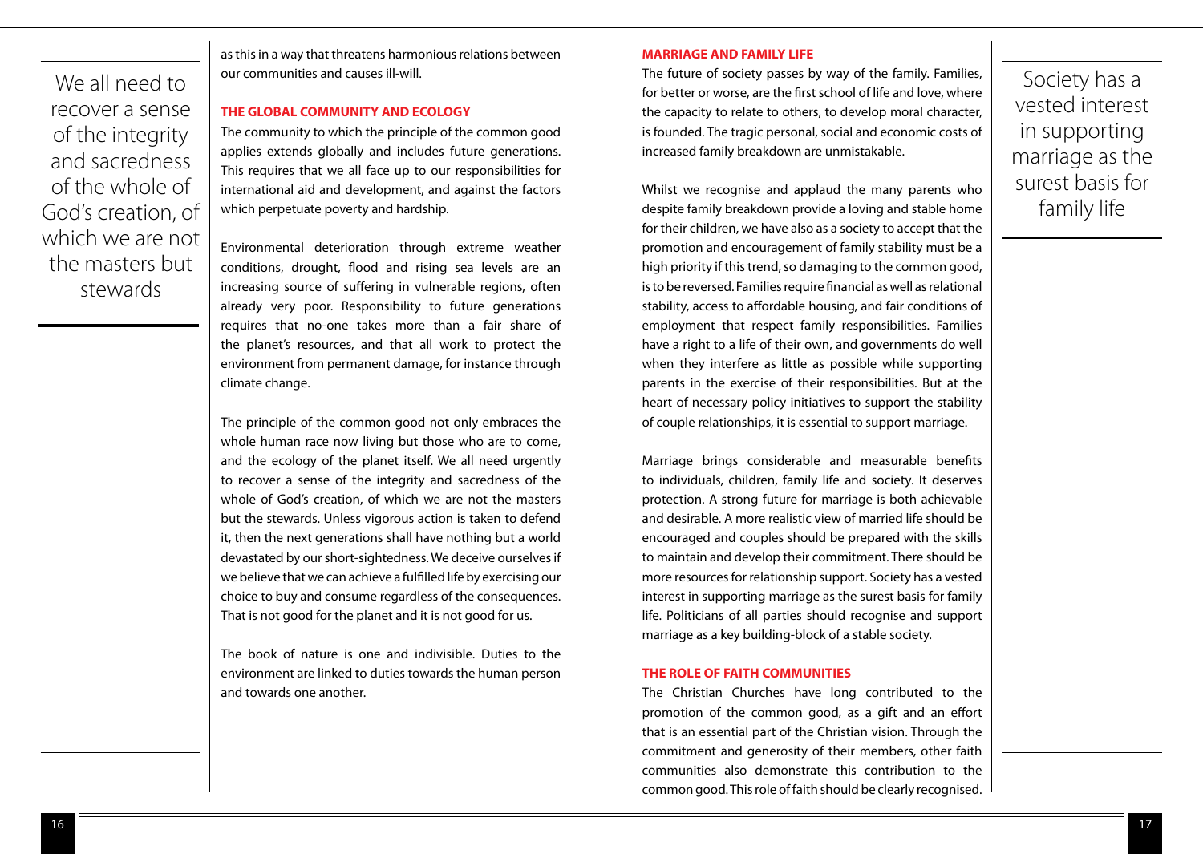> We all need to recover a sense of the integrity and sacredness of the whole of God's creation, of which we are not the masters but stewards

as this in a way that threatens harmonious relations between our communities and causes ill-will.

### THE GLOBAL COMMUNITY AND ECOLOGY

The community to which the principle of the common good applies extends globally and includes future generations. This requires that we all face up to our responsibilities for international aid and development, and against the factors which perpetuate poverty and hardship.

Environmental deterioration through extreme weather conditions, drought, flood and rising sea levels are an increasing source of suffering in vulnerable regions, often already very poor. Responsibility to future generations requires that no-one takes more than a fair share of the planet's resources, and that all work to protect the environment from permanent damage, for instance through climate change.

The principle of the common good not only embraces the whole human race now living but those who are to come, and the ecology of the planet itself. We all need urgently to recover a sense of the integrity and sacredness of the whole of God's creation, of which we are not the masters but the stewards. Unless vigorous action is taken to defend it, then the next generations shall have nothing but a world devastated by our short-sightedness. We deceive ourselves if we believe that we can achieve a fulfilled life by exercising our choice to buy and consume regardless of the consequences. That is not good for the planet and it is not good for us.

The book of nature is one and indivisible. Duties to the environment are linked to duties towards the human person and towards one another.

### MARRIAGE AND FAMILY LIFE

The future of society passes by way of the family. Families, for better or worse, are the first school of life and love, where the capacity to relate to others, to develop moral character, is founded. The tragic personal, social and economic costs of increased family breakdown are unmistakable.

Whilst we recognise and applaud the many parents who despite family breakdown provide a loving and stable home for their children, we have also as a society to accept that the promotion and encouragement of family stability must be a high priority if this trend, so damaging to the common good, is to be reversed. Families require financial as well as relational stability, access to affordable housing, and fair conditions of employment that respect family responsibilities. Families have a right to a life of their own, and governments do well when they interfere as little as possible while supporting parents in the exercise of their responsibilities. But at the heart of necessary policy initiatives to support the stability of couple relationships, it is essential to support marriage.

Marriage brings considerable and measurable benefits to individuals, children, family life and society. It deserves protection. A strong future for marriage is both achievable and desirable. A more realistic view of married life should be encouraged and couples should be prepared with the skills to maintain and develop their commitment. There should be more resources for relationship support. Society has a vested interest in supporting marriage as the surest basis for family life. Politicians of all parties should recognise and support marriage as a key building-block of a stable society.

> Society has a vested interest in supporting marriage as the surest basis for family life

### THE ROLE OF FAITH COMMUNITIES

The Christian Churches have long contributed to the promotion of the common good, as a gift and an effort that is an essential part of the Christian vision. Through the commitment and generosity of their members, other faith communities also demonstrate this contribution to the common good. This role of faith should be clearly recognised.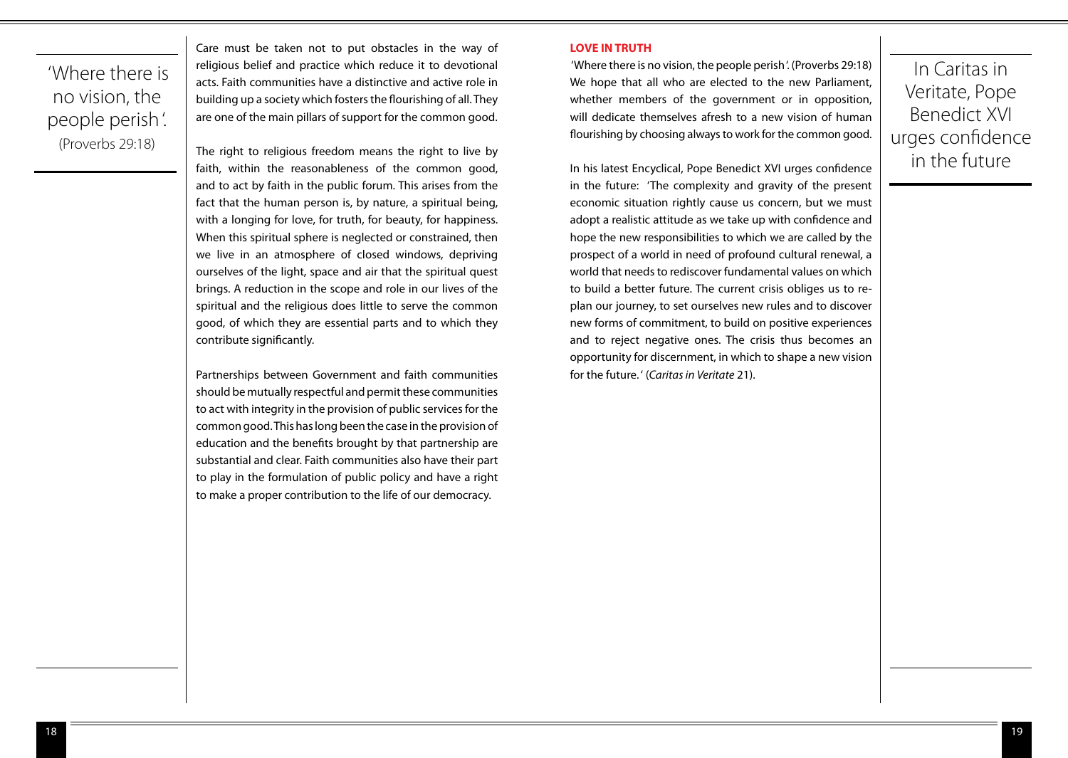'Where there is no vision, the people perish'.
(Proverbs 29:18)

Care must be taken not to put obstacles in the way of religious belief and practice which reduce it to devotional acts. Faith communities have a distinctive and active role in building up a society which fosters the flourishing of all. They are one of the main pillars of support for the common good.

The right to religious freedom means the right to live by faith, within the reasonableness of the common good, and to act by faith in the public forum. This arises from the fact that the human person is, by nature, a spiritual being, with a longing for love, for truth, for beauty, for happiness. When this spiritual sphere is neglected or constrained, then we live in an atmosphere of closed windows, depriving ourselves of the light, space and air that the spiritual quest brings. A reduction in the scope and role in our lives of the spiritual and the religious does little to serve the common good, of which they are essential parts and to which they contribute significantly.

Partnerships between Government and faith communities should be mutually respectful and permit these communities to act with integrity in the provision of public services for the common good. This has long been the case in the provision of education and the benefits brought by that partnership are substantial and clear. Faith communities also have their part to play in the formulation of public policy and have a right to make a proper contribution to the life of our democracy.

## LOVE IN TRUTH

'Where there is no vision, the people perish'. (Proverbs 29:18) We hope that all who are elected to the new Parliament, whether members of the government or in opposition, will dedicate themselves afresh to a new vision of human flourishing by choosing always to work for the common good.

In his latest Encyclical, Pope Benedict XVI urges confidence in the future: 'The complexity and gravity of the present economic situation rightly cause us concern, but we must adopt a realistic attitude as we take up with confidence and hope the new responsibilities to which we are called by the prospect of a world in need of profound cultural renewal, a world that needs to rediscover fundamental values on which to build a better future. The current crisis obliges us to re-plan our journey, to set ourselves new rules and to discover new forms of commitment, to build on positive experiences and to reject negative ones. The crisis thus becomes an opportunity for discernment, in which to shape a new vision for the future.' (*Caritas in Veritate* 21).

In Caritas in Veritate, Pope Benedict XVI urges confidence in the future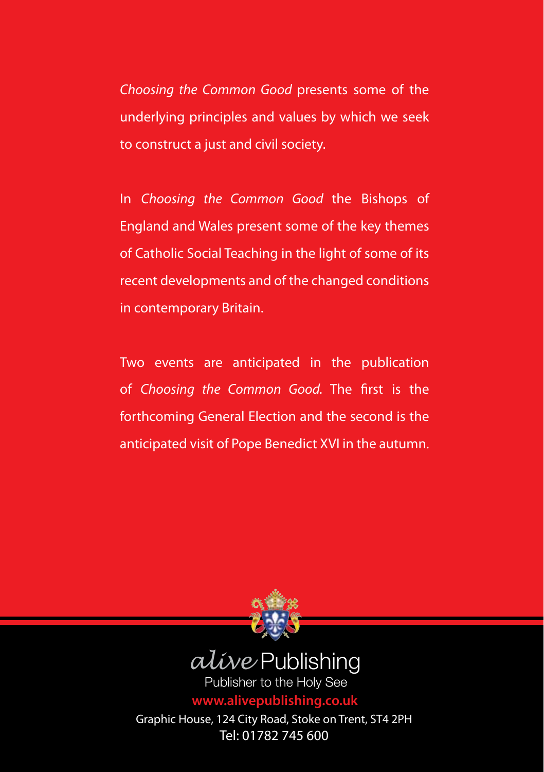*Choosing the Common Good* presents some of the underlying principles and values by which we seek to construct a just and civil society.

In *Choosing the Common Good* the Bishops of England and Wales present some of the key themes of Catholic Social Teaching in the light of some of its recent developments and of the changed conditions in contemporary Britain.

Two events are anticipated in the publication of *Choosing the Common Good*. The first is the forthcoming General Election and the second is the anticipated visit of Pope Benedict XVI in the autumn.

*alive* Publishing

Publisher to the Holy See

**www.alivepublishing.co.uk**

Graphic House, 124 City Road, Stoke on Trent, ST4 2PH

Tel: 01782 745 600